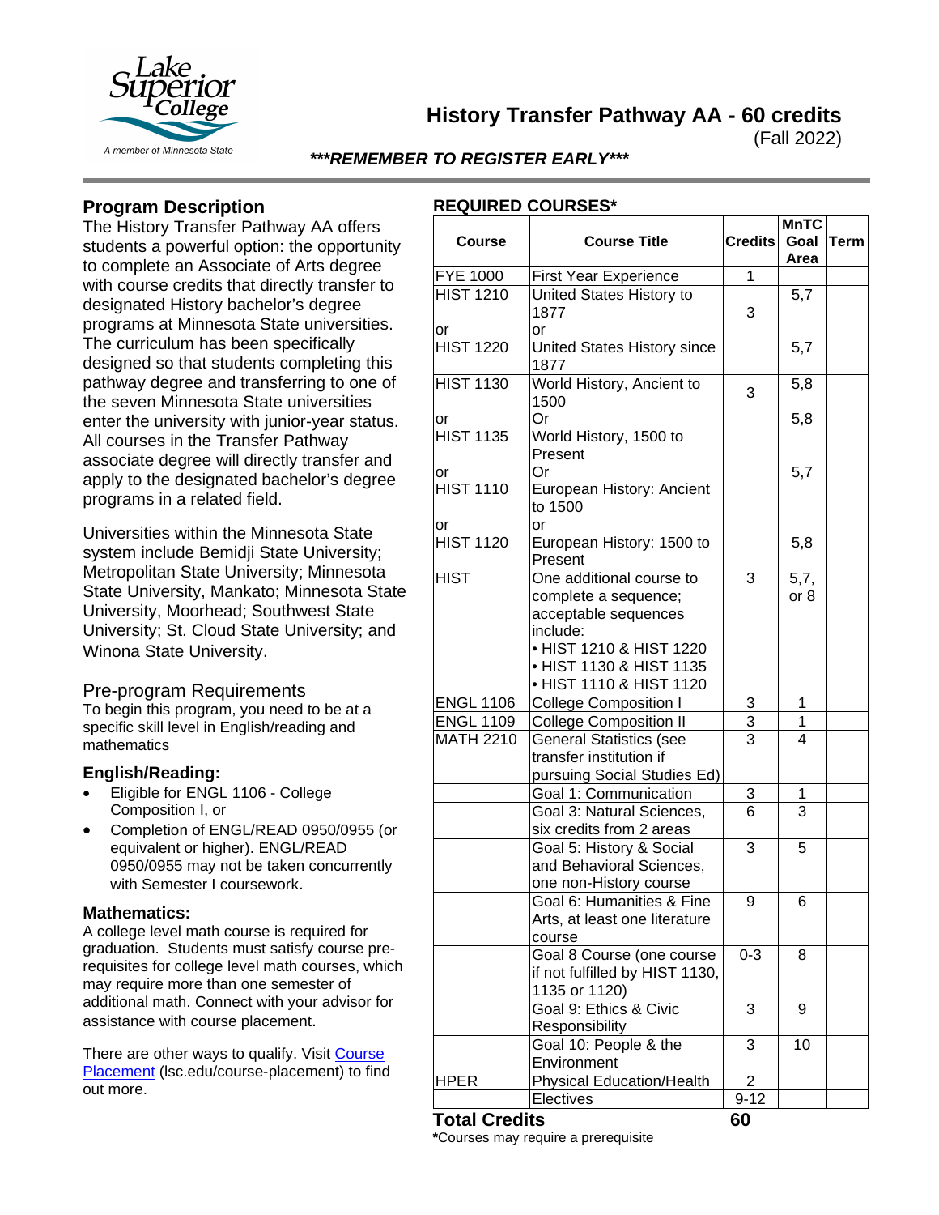# History Transfer Pathway AA - 60 credits

(Fall 2022)

***REMEMBER TO REGISTER EARLY***

## Program Description

The History Transfer Pathway AA offers students a powerful option: the opportunity to complete an Associate of Arts degree with course credits that directly transfer to designated History bachelor's degree programs at Minnesota State universities. The curriculum has been specifically designed so that students completing this pathway degree and transferring to one of the seven Minnesota State universities enter the university with junior-year status. All courses in the Transfer Pathway associate degree will directly transfer and apply to the designated bachelor's degree programs in a related field.

Universities within the Minnesota State system include Bemidji State University; Metropolitan State University; Minnesota State University, Mankato; Minnesota State University, Moorhead; Southwest State University; St. Cloud State University; and Winona State University.

## Pre-program Requirements

To begin this program, you need to be at a specific skill level in English/reading and mathematics

### English/Reading:

- Eligible for ENGL 1106 - College Composition I, or
- Completion of ENGL/READ 0950/0955 (or equivalent or higher). ENGL/READ 0950/0955 may not be taken concurrently with Semester I coursework.

### Mathematics:

A college level math course is required for graduation. Students must satisfy course pre-requisites for college level math courses, which may require more than one semester of additional math. Connect with your advisor for assistance with course placement.

There are other ways to qualify. Visit Course Placement (lsc.edu/course-placement) to find out more.

## REQUIRED COURSES*

| Course | Course Title | Credits | MnTC Goal Area | Term |
|---|---|---|---|---|
| FYE 1000 | First Year Experience | 1 | | |
| HIST 1210<br>or<br>HIST 1220 | United States History to 1877<br>or<br>United States History since 1877 | 3 | 5,7<br><br>5,7 | |
| HIST 1130<br>or<br>HIST 1135<br>or<br>HIST 1110<br>or<br>HIST 1120 | World History, Ancient to 1500<br>Or<br>World History, 1500 to Present<br>Or<br>European History: Ancient to 1500<br>or<br>European History: 1500 to Present | 3 | 5,8<br>5,8<br>5,7<br>5,8 | |
| HIST | One additional course to complete a sequence; acceptable sequences include:<br>• HIST 1210 & HIST 1220<br>• HIST 1130 & HIST 1135<br>• HIST 1110 & HIST 1120 | 3 | 5,7, or 8 | |
| ENGL 1106 | College Composition I | 3 | 1 | |
| ENGL 1109 | College Composition II | 3 | 1 | |
| MATH 2210 | General Statistics (see transfer institution if pursuing Social Studies Ed) | 3 | 4 | |
| | Goal 1: Communication | 3 | 1 | |
| | Goal 3: Natural Sciences, six credits from 2 areas | 6 | 3 | |
| | Goal 5: History & Social and Behavioral Sciences, one non-History course | 3 | 5 | |
| | Goal 6: Humanities & Fine Arts, at least one literature course | 9 | 6 | |
| | Goal 8 Course (one course if not fulfilled by HIST 1130, 1135 or 1120) | 0-3 | 8 | |
| | Goal 9: Ethics & Civic Responsibility | 3 | 9 | |
| | Goal 10: People & the Environment | 3 | 10 | |
| HPER | Physical Education/Health | 2 | | |
| | Electives | 9-12 | | |
| **Total Credits** | | **60** | | |

***Courses may require a prerequisite**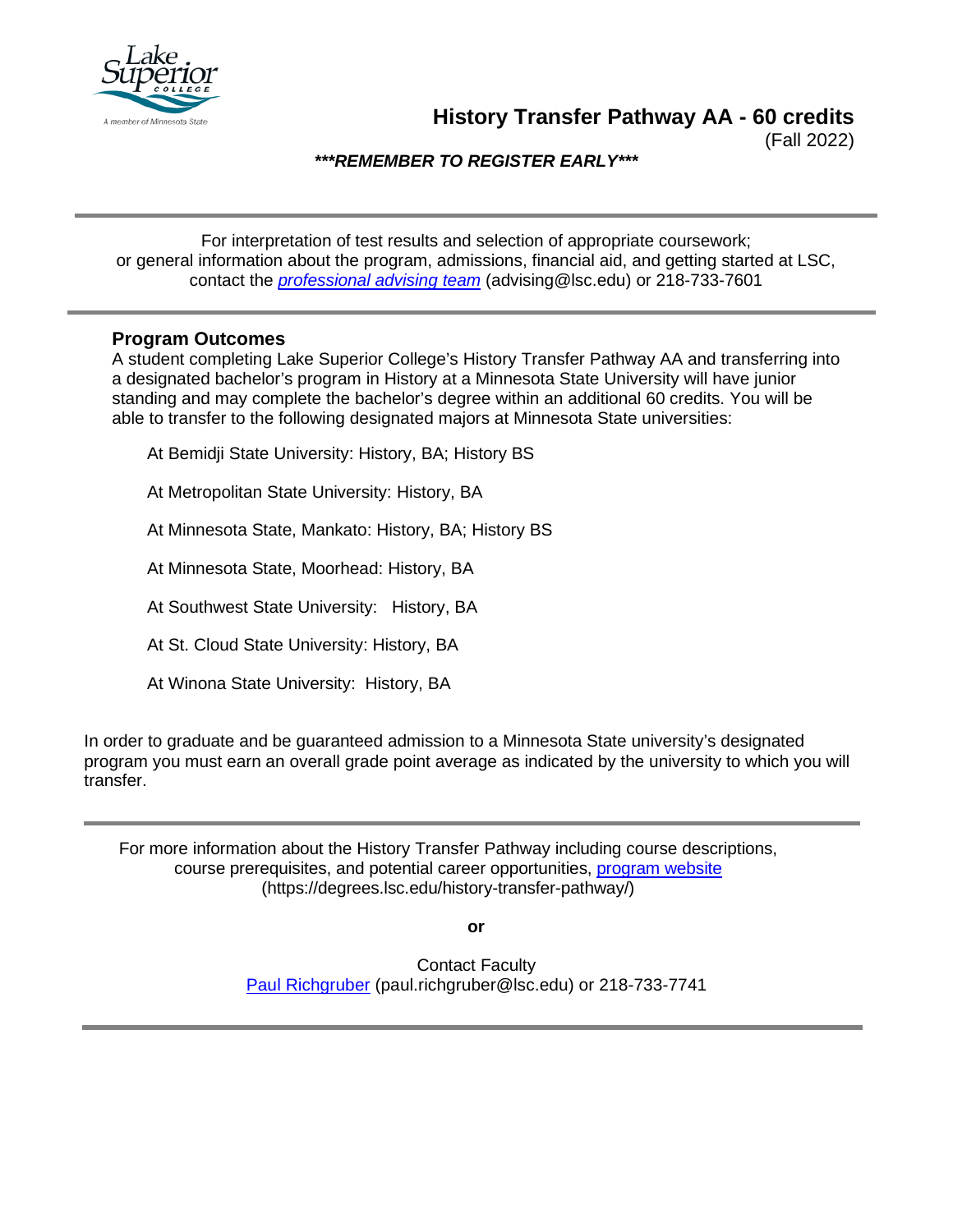# History Transfer Pathway AA - 60 credits

(Fall 2022)

***\*\*\*REMEMBER TO REGISTER EARLY\*\*\****

---

For interpretation of test results and selection of appropriate coursework;
or general information about the program, admissions, financial aid, and getting started at LSC,
contact the *professional advising team* (advising@lsc.edu) or 218-733-7601

---

## Program Outcomes

A student completing Lake Superior College's History Transfer Pathway AA and transferring into a designated bachelor's program in History at a Minnesota State University will have junior standing and may complete the bachelor's degree within an additional 60 credits. You will be able to transfer to the following designated majors at Minnesota State universities:

At Bemidji State University: History, BA; History BS

At Metropolitan State University: History, BA

At Minnesota State, Mankato: History, BA; History BS

At Minnesota State, Moorhead: History, BA

At Southwest State University: History, BA

At St. Cloud State University: History, BA

At Winona State University: History, BA

In order to graduate and be guaranteed admission to a Minnesota State university's designated program you must earn an overall grade point average as indicated by the university to which you will transfer.

---

For more information about the History Transfer Pathway including course descriptions, course prerequisites, and potential career opportunities, program website (https://degrees.lsc.edu/history-transfer-pathway/)

**or**

Contact Faculty
Paul Richgruber (paul.richgruber@lsc.edu) or 218-733-7741

---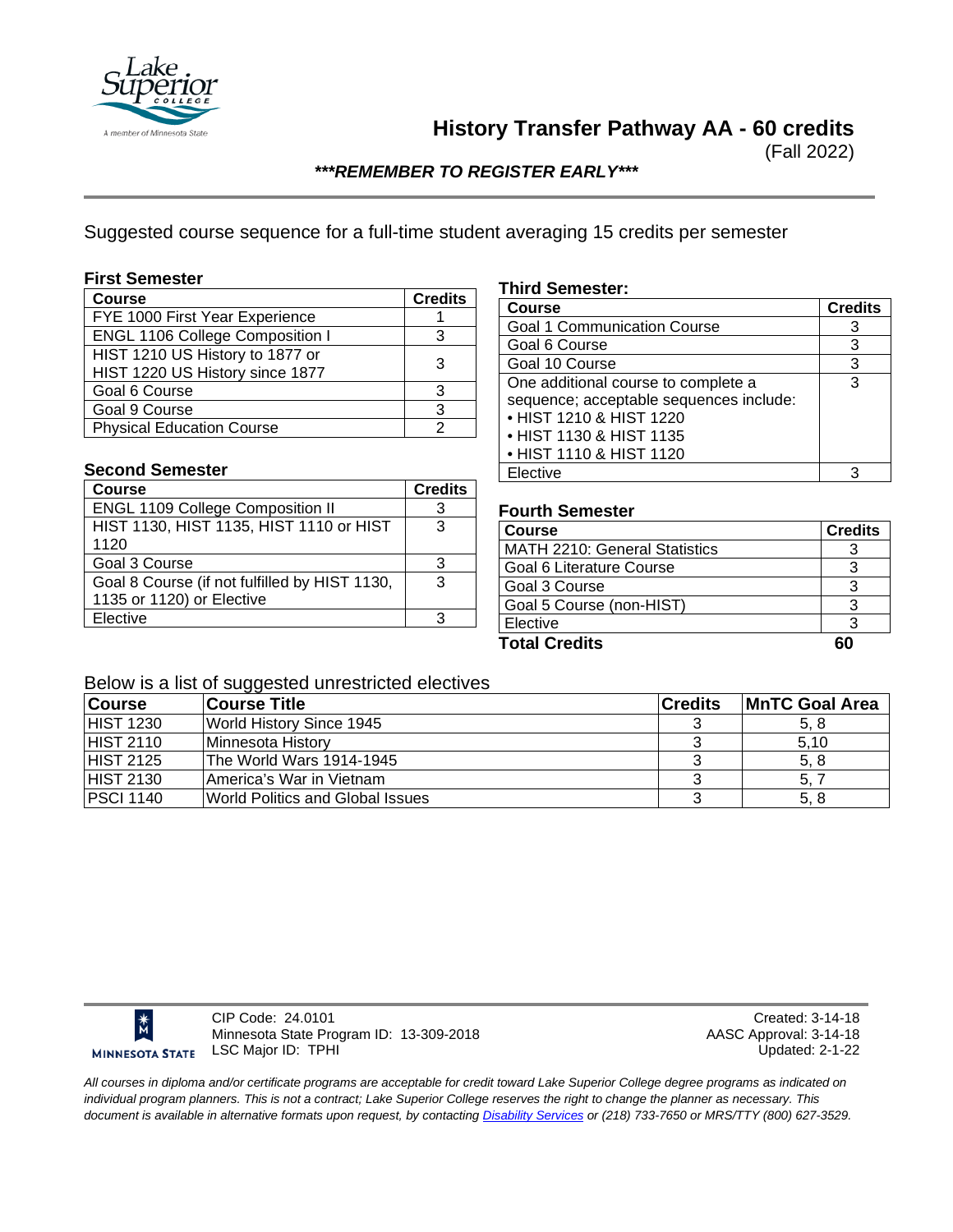# History Transfer Pathway AA - 60 credits

(Fall 2022)

***REMEMBER TO REGISTER EARLY***

Suggested course sequence for a full-time student averaging 15 credits per semester

### First Semester

| Course | Credits |
|---|---|
| FYE 1000 First Year Experience | 1 |
| ENGL 1106 College Composition I | 3 |
| HIST 1210 US History to 1877 or HIST 1220 US History since 1877 | 3 |
| Goal 6 Course | 3 |
| Goal 9 Course | 3 |
| Physical Education Course | 2 |

### Second Semester

| Course | Credits |
|---|---|
| ENGL 1109 College Composition II | 3 |
| HIST 1130, HIST 1135, HIST 1110 or HIST 1120 | 3 |
| Goal 3 Course | 3 |
| Goal 8 Course (if not fulfilled by HIST 1130, 1135 or 1120) or Elective | 3 |
| Elective | 3 |

### Third Semester:

| Course | Credits |
|---|---|
| Goal 1 Communication Course | 3 |
| Goal 6 Course | 3 |
| Goal 10 Course | 3 |
| One additional course to complete a sequence; acceptable sequences include: • HIST 1210 & HIST 1220 • HIST 1130 & HIST 1135 • HIST 1110 & HIST 1120 | 3 |
| Elective | 3 |

### Fourth Semester

| Course | Credits |
|---|---|
| MATH 2210: General Statistics | 3 |
| Goal 6 Literature Course | 3 |
| Goal 3 Course | 3 |
| Goal 5 Course (non-HIST) | 3 |
| Elective | 3 |
| **Total Credits** | **60** |

Below is a list of suggested unrestricted electives

| Course | Course Title | Credits | MnTC Goal Area |
|---|---|---|---|
| HIST 1230 | World History Since 1945 | 3 | 5, 8 |
| HIST 2110 | Minnesota History | 3 | 5,10 |
| HIST 2125 | The World Wars 1914-1945 | 3 | 5, 8 |
| HIST 2130 | America's War in Vietnam | 3 | 5, 7 |
| PSCI 1140 | World Politics and Global Issues | 3 | 5, 8 |

CIP Code: 24.0101
Minnesota State Program ID: 13-309-2018
LSC Major ID: TPHI

Created: 3-14-18
AASC Approval: 3-14-18
Updated: 2-1-22

*All courses in diploma and/or certificate programs are acceptable for credit toward Lake Superior College degree programs as indicated on individual program planners. This is not a contract; Lake Superior College reserves the right to change the planner as necessary. This document is available in alternative formats upon request, by contacting Disability Services or (218) 733-7650 or MRS/TTY (800) 627-3529.*